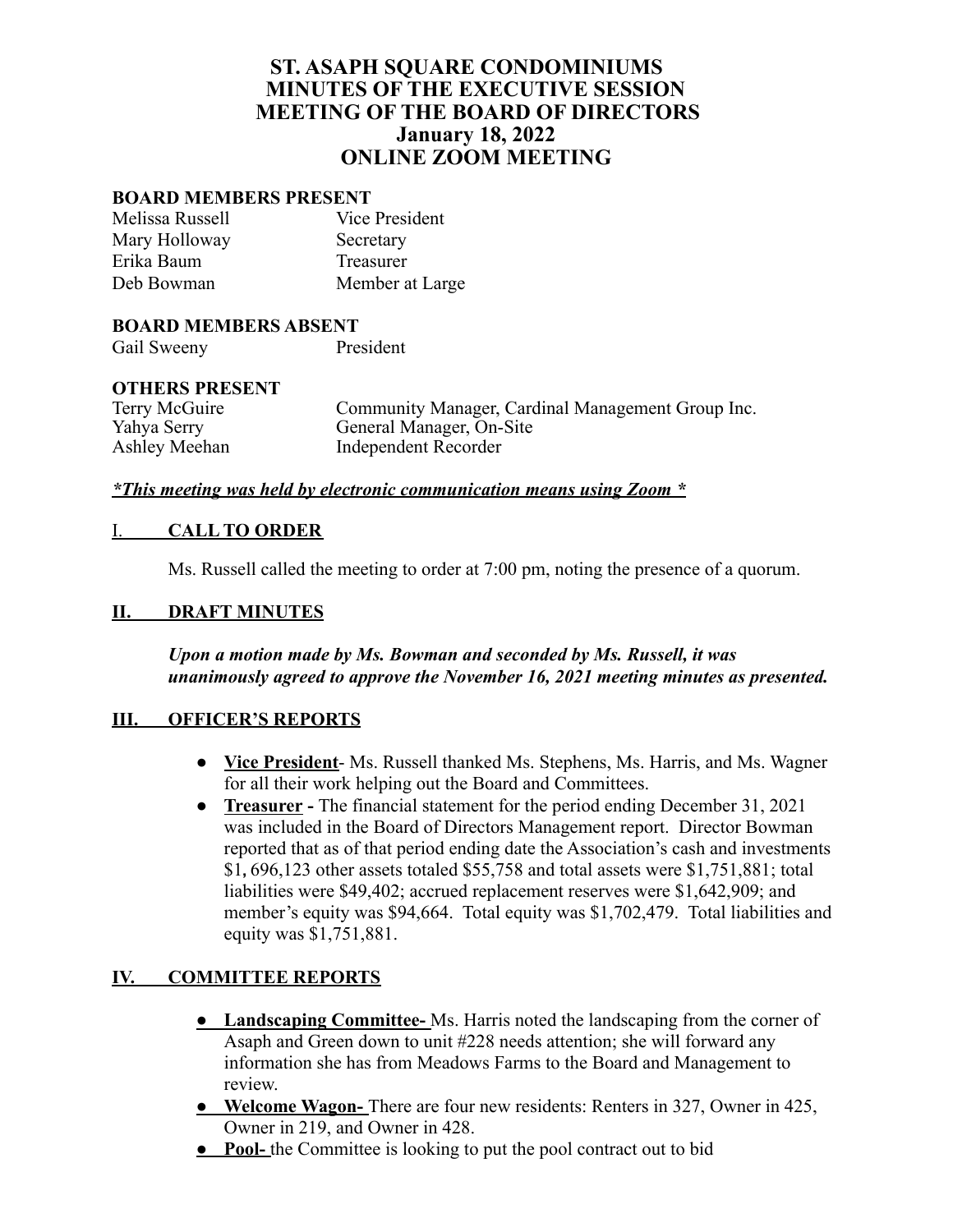# ST. ASAPH SQUARE CONDOMINIUMS
# MINUTES OF THE EXECUTIVE SESSION
# MEETING OF THE BOARD OF DIRECTORS
# January 18, 2022
# ONLINE ZOOM MEETING

**BOARD MEMBERS PRESENT**

| | |
|---|---|
| Melissa Russell | Vice President |
| Mary Holloway | Secretary |
| Erika Baum | Treasurer |
| Deb Bowman | Member at Large |

**BOARD MEMBERS ABSENT**

| | |
|---|---|
| Gail Sweeny | President |

**OTHERS PRESENT**

| | |
|---|---|
| Terry McGuire | Community Manager, Cardinal Management Group Inc. |
| Yahya Serry | General Manager, On-Site |
| Ashley Meehan | Independent Recorder |

***\*This meeting was held by electronic communication means using Zoom \****

## I. CALL TO ORDER

Ms. Russell called the meeting to order at 7:00 pm, noting the presence of a quorum.

## II. DRAFT MINUTES

***Upon a motion made by Ms. Bowman and seconded by Ms. Russell, it was unanimously agreed to approve the November 16, 2021 meeting minutes as presented.***

## III. OFFICER'S REPORTS

- **Vice President**- Ms. Russell thanked Ms. Stephens, Ms. Harris, and Ms. Wagner for all their work helping out the Board and Committees.
- **Treasurer -** The financial statement for the period ending December 31, 2021 was included in the Board of Directors Management report. Director Bowman reported that as of that period ending date the Association's cash and investments $1, 696,123 other assets totaled $55,758 and total assets were $1,751,881; total liabilities were $49,402; accrued replacement reserves were $1,642,909; and member's equity was $94,664. Total equity was $1,702,479. Total liabilities and equity was $1,751,881.

## IV. COMMITTEE REPORTS

- **Landscaping Committee-** Ms. Harris noted the landscaping from the corner of Asaph and Green down to unit #228 needs attention; she will forward any information she has from Meadows Farms to the Board and Management to review.
- **Welcome Wagon-** There are four new residents: Renters in 327, Owner in 425, Owner in 219, and Owner in 428.
- **Pool-** the Committee is looking to put the pool contract out to bid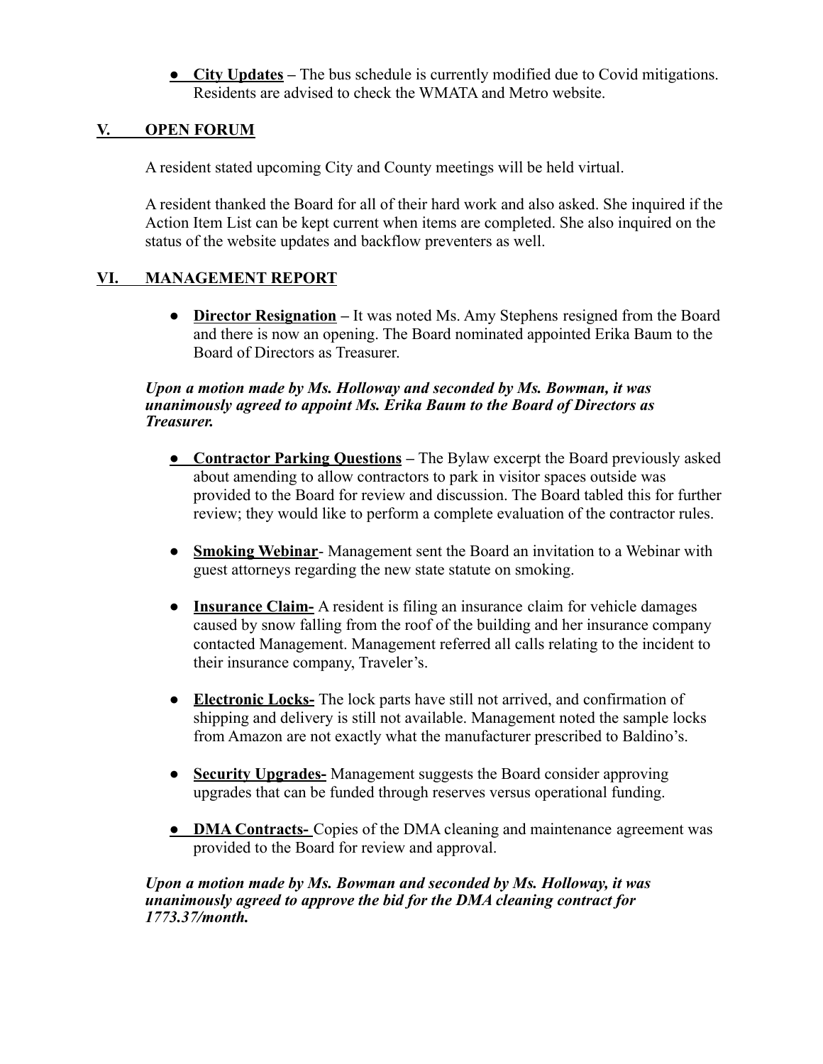- **City Updates** – The bus schedule is currently modified due to Covid mitigations. Residents are advised to check the WMATA and Metro website.

## V. OPEN FORUM

A resident stated upcoming City and County meetings will be held virtual.

A resident thanked the Board for all of their hard work and also asked. She inquired if the Action Item List can be kept current when items are completed. She also inquired on the status of the website updates and backflow preventers as well.

## VI. MANAGEMENT REPORT

- **Director Resignation** – It was noted Ms. Amy Stephens resigned from the Board and there is now an opening. The Board nominated appointed Erika Baum to the Board of Directors as Treasurer.

***Upon a motion made by Ms. Holloway and seconded by Ms. Bowman, it was unanimously agreed to appoint Ms. Erika Baum to the Board of Directors as Treasurer.***

- **Contractor Parking Questions** – The Bylaw excerpt the Board previously asked about amending to allow contractors to park in visitor spaces outside was provided to the Board for review and discussion. The Board tabled this for further review; they would like to perform a complete evaluation of the contractor rules.

- **Smoking Webinar**- Management sent the Board an invitation to a Webinar with guest attorneys regarding the new state statute on smoking.

- **Insurance Claim-** A resident is filing an insurance claim for vehicle damages caused by snow falling from the roof of the building and her insurance company contacted Management. Management referred all calls relating to the incident to their insurance company, Traveler's.

- **Electronic Locks-** The lock parts have still not arrived, and confirmation of shipping and delivery is still not available. Management noted the sample locks from Amazon are not exactly what the manufacturer prescribed to Baldino's.

- **Security Upgrades-** Management suggests the Board consider approving upgrades that can be funded through reserves versus operational funding.

- **DMA Contracts-** Copies of the DMA cleaning and maintenance agreement was provided to the Board for review and approval.

***Upon a motion made by Ms. Bowman and seconded by Ms. Holloway, it was unanimously agreed to approve the bid for the DMA cleaning contract for 1773.37/month.***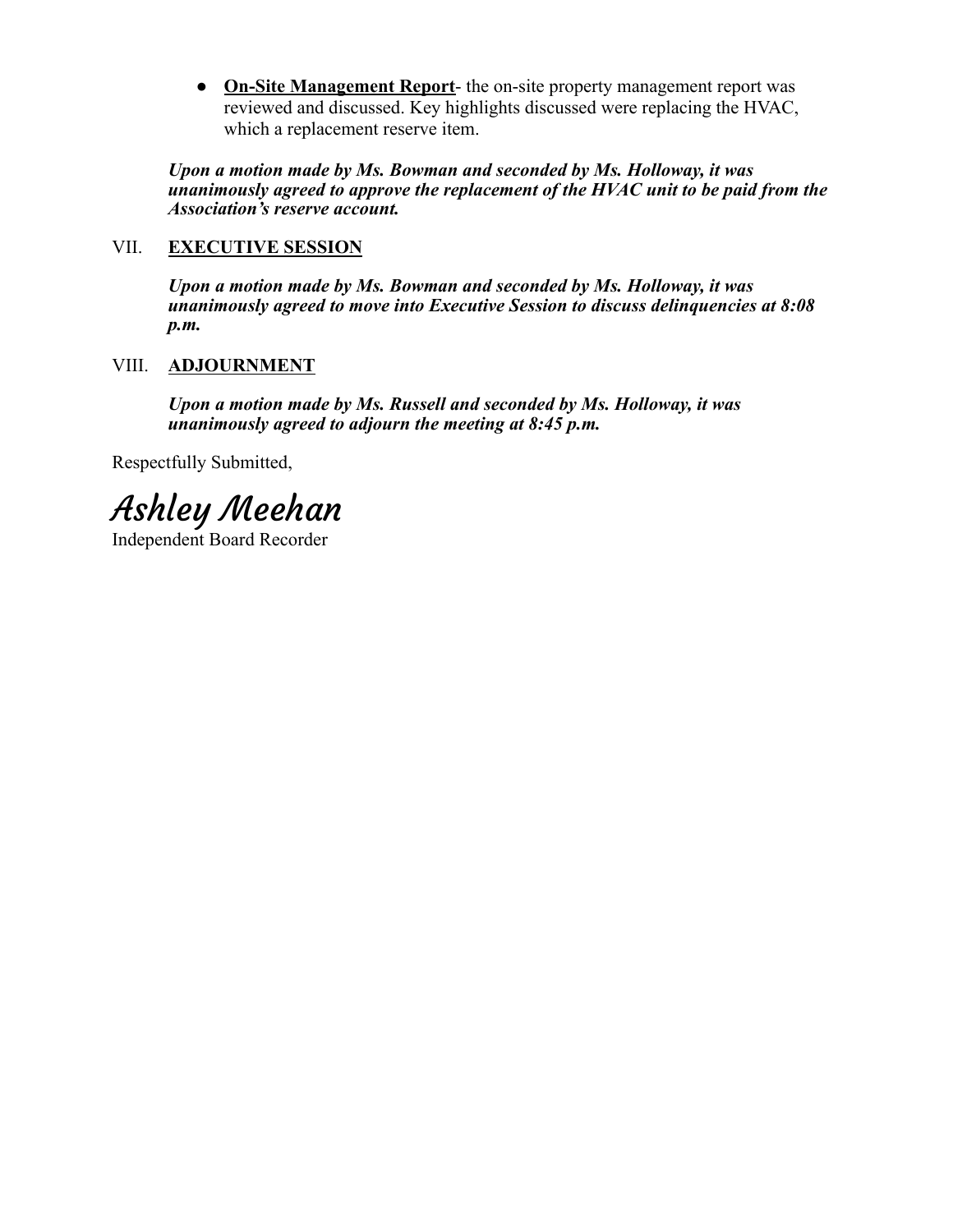- **On-Site Management Report**- the on-site property management report was reviewed and discussed. Key highlights discussed were replacing the HVAC, which a replacement reserve item.

***Upon a motion made by Ms. Bowman and seconded by Ms. Holloway, it was unanimously agreed to approve the replacement of the HVAC unit to be paid from the Association's reserve account.***

## VII. EXECUTIVE SESSION

***Upon a motion made by Ms. Bowman and seconded by Ms. Holloway, it was unanimously agreed to move into Executive Session to discuss delinquencies at 8:08 p.m.***

## VIII. ADJOURNMENT

***Upon a motion made by Ms. Russell and seconded by Ms. Holloway, it was unanimously agreed to adjourn the meeting at 8:45 p.m.***

Respectfully Submitted,

*Ashley Meehan*

Independent Board Recorder